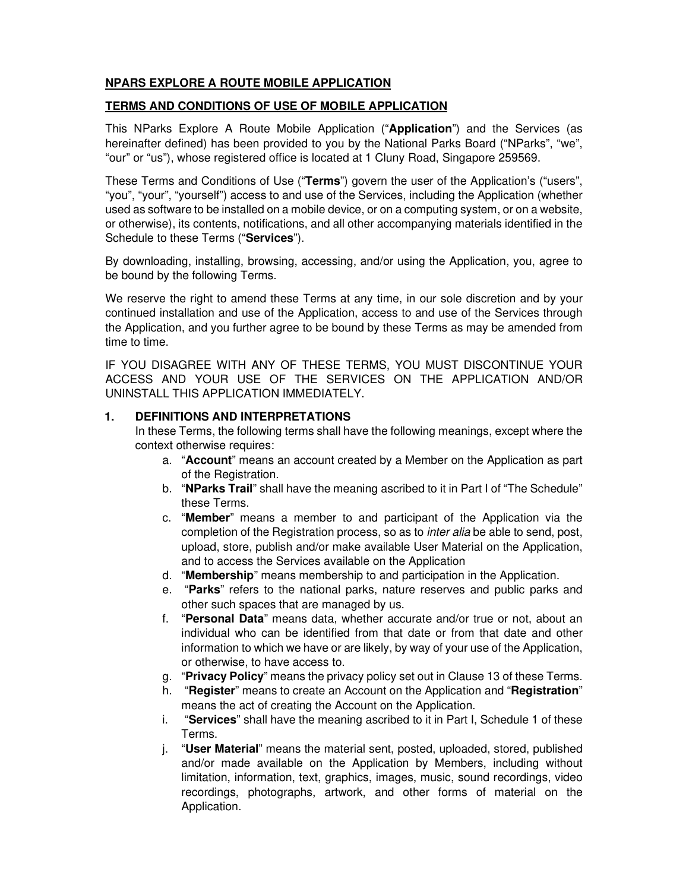**NPARS EXPLORE A ROUTE MOBILE APPLICATION**

**TERMS AND CONDITIONS OF USE OF MOBILE APPLICATION**

This NParks Explore A Route Mobile Application ("**Application**") and the Services (as hereinafter defined) has been provided to you by the National Parks Board ("NParks", "we", "our" or "us"), whose registered office is located at 1 Cluny Road, Singapore 259569.

These Terms and Conditions of Use ("**Terms**") govern the user of the Application's ("users", "you", "your", "yourself") access to and use of the Services, including the Application (whether used as software to be installed on a mobile device, or on a computing system, or on a website, or otherwise), its contents, notifications, and all other accompanying materials identified in the Schedule to these Terms ("**Services**").

By downloading, installing, browsing, accessing, and/or using the Application, you, agree to be bound by the following Terms.

We reserve the right to amend these Terms at any time, in our sole discretion and by your continued installation and use of the Application, access to and use of the Services through the Application, and you further agree to be bound by these Terms as may be amended from time to time.

IF YOU DISAGREE WITH ANY OF THESE TERMS, YOU MUST DISCONTINUE YOUR ACCESS AND YOUR USE OF THE SERVICES ON THE APPLICATION AND/OR UNINSTALL THIS APPLICATION IMMEDIATELY.

**1. DEFINITIONS AND INTERPRETATIONS**

In these Terms, the following terms shall have the following meanings, except where the context otherwise requires:

a. "**Account**" means an account created by a Member on the Application as part of the Registration.

b. "**NParks Trail**" shall have the meaning ascribed to it in Part I of "The Schedule" these Terms.

c. "**Member**" means a member to and participant of the Application via the completion of the Registration process, so as to *inter alia* be able to send, post, upload, store, publish and/or make available User Material on the Application, and to access the Services available on the Application

d. "**Membership**" means membership to and participation in the Application.

e. "**Parks**" refers to the national parks, nature reserves and public parks and other such spaces that are managed by us.

f. "**Personal Data**" means data, whether accurate and/or true or not, about an individual who can be identified from that date or from that date and other information to which we have or are likely, by way of your use of the Application, or otherwise, to have access to.

g. "**Privacy Policy**" means the privacy policy set out in Clause 13 of these Terms.

h. "**Register**" means to create an Account on the Application and "**Registration**" means the act of creating the Account on the Application.

i. "**Services**" shall have the meaning ascribed to it in Part I, Schedule 1 of these Terms.

j. "**User Material**" means the material sent, posted, uploaded, stored, published and/or made available on the Application by Members, including without limitation, information, text, graphics, images, music, sound recordings, video recordings, photographs, artwork, and other forms of material on the Application.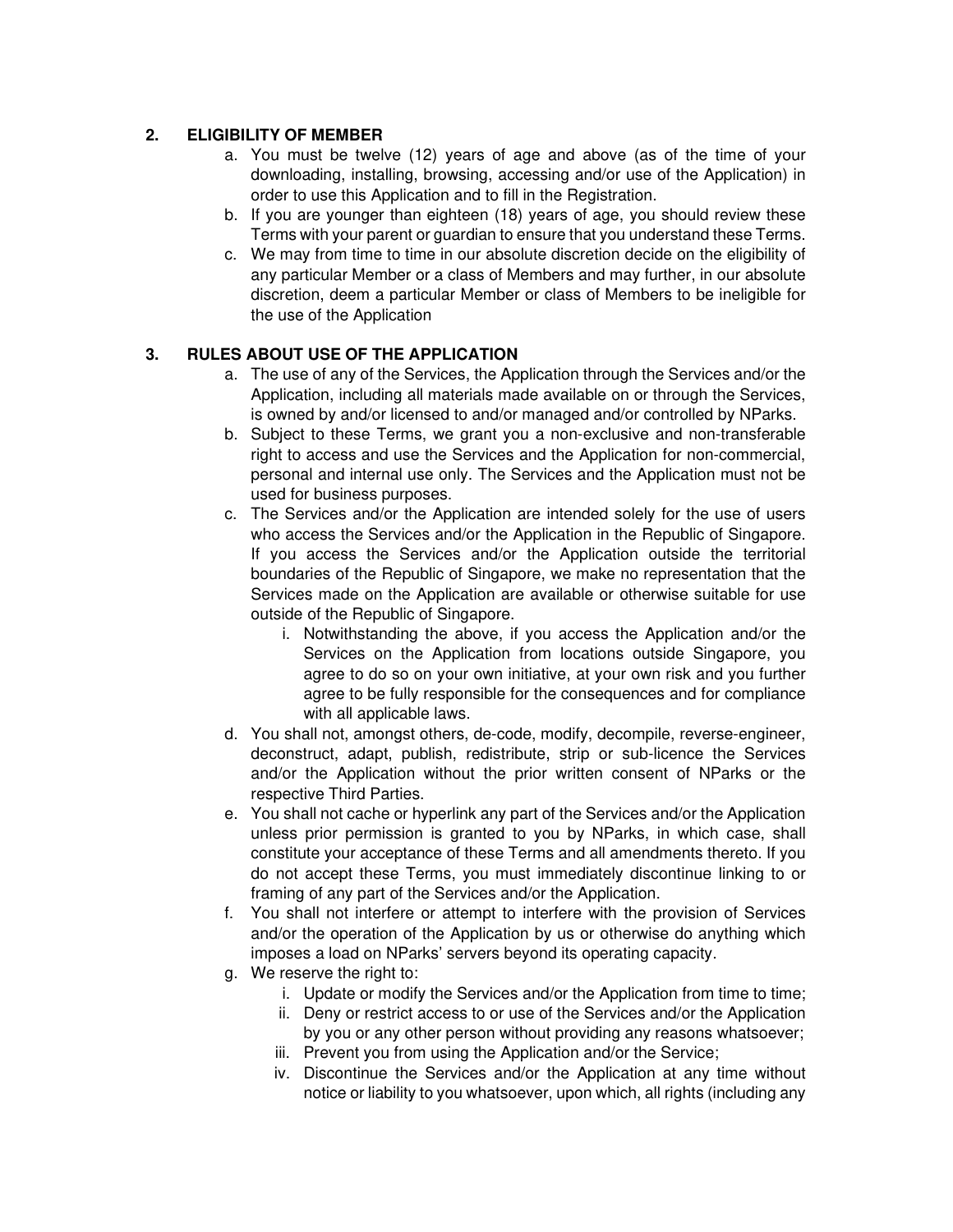## 2. ELIGIBILITY OF MEMBER

a. You must be twelve (12) years of age and above (as of the time of your downloading, installing, browsing, accessing and/or use of the Application) in order to use this Application and to fill in the Registration.
b. If you are younger than eighteen (18) years of age, you should review these Terms with your parent or guardian to ensure that you understand these Terms.
c. We may from time to time in our absolute discretion decide on the eligibility of any particular Member or a class of Members and may further, in our absolute discretion, deem a particular Member or class of Members to be ineligible for the use of the Application

## 3. RULES ABOUT USE OF THE APPLICATION

a. The use of any of the Services, the Application through the Services and/or the Application, including all materials made available on or through the Services, is owned by and/or licensed to and/or managed and/or controlled by NParks.
b. Subject to these Terms, we grant you a non-exclusive and non-transferable right to access and use the Services and the Application for non-commercial, personal and internal use only. The Services and the Application must not be used for business purposes.
c. The Services and/or the Application are intended solely for the use of users who access the Services and/or the Application in the Republic of Singapore. If you access the Services and/or the Application outside the territorial boundaries of the Republic of Singapore, we make no representation that the Services made on the Application are available or otherwise suitable for use outside of the Republic of Singapore.
    i. Notwithstanding the above, if you access the Application and/or the Services on the Application from locations outside Singapore, you agree to do so on your own initiative, at your own risk and you further agree to be fully responsible for the consequences and for compliance with all applicable laws.
d. You shall not, amongst others, de-code, modify, decompile, reverse-engineer, deconstruct, adapt, publish, redistribute, strip or sub-licence the Services and/or the Application without the prior written consent of NParks or the respective Third Parties.
e. You shall not cache or hyperlink any part of the Services and/or the Application unless prior permission is granted to you by NParks, in which case, shall constitute your acceptance of these Terms and all amendments thereto. If you do not accept these Terms, you must immediately discontinue linking to or framing of any part of the Services and/or the Application.
f. You shall not interfere or attempt to interfere with the provision of Services and/or the operation of the Application by us or otherwise do anything which imposes a load on NParks' servers beyond its operating capacity.
g. We reserve the right to:
    i. Update or modify the Services and/or the Application from time to time;
    ii. Deny or restrict access to or use of the Services and/or the Application by you or any other person without providing any reasons whatsoever;
    iii. Prevent you from using the Application and/or the Service;
    iv. Discontinue the Services and/or the Application at any time without notice or liability to you whatsoever, upon which, all rights (including any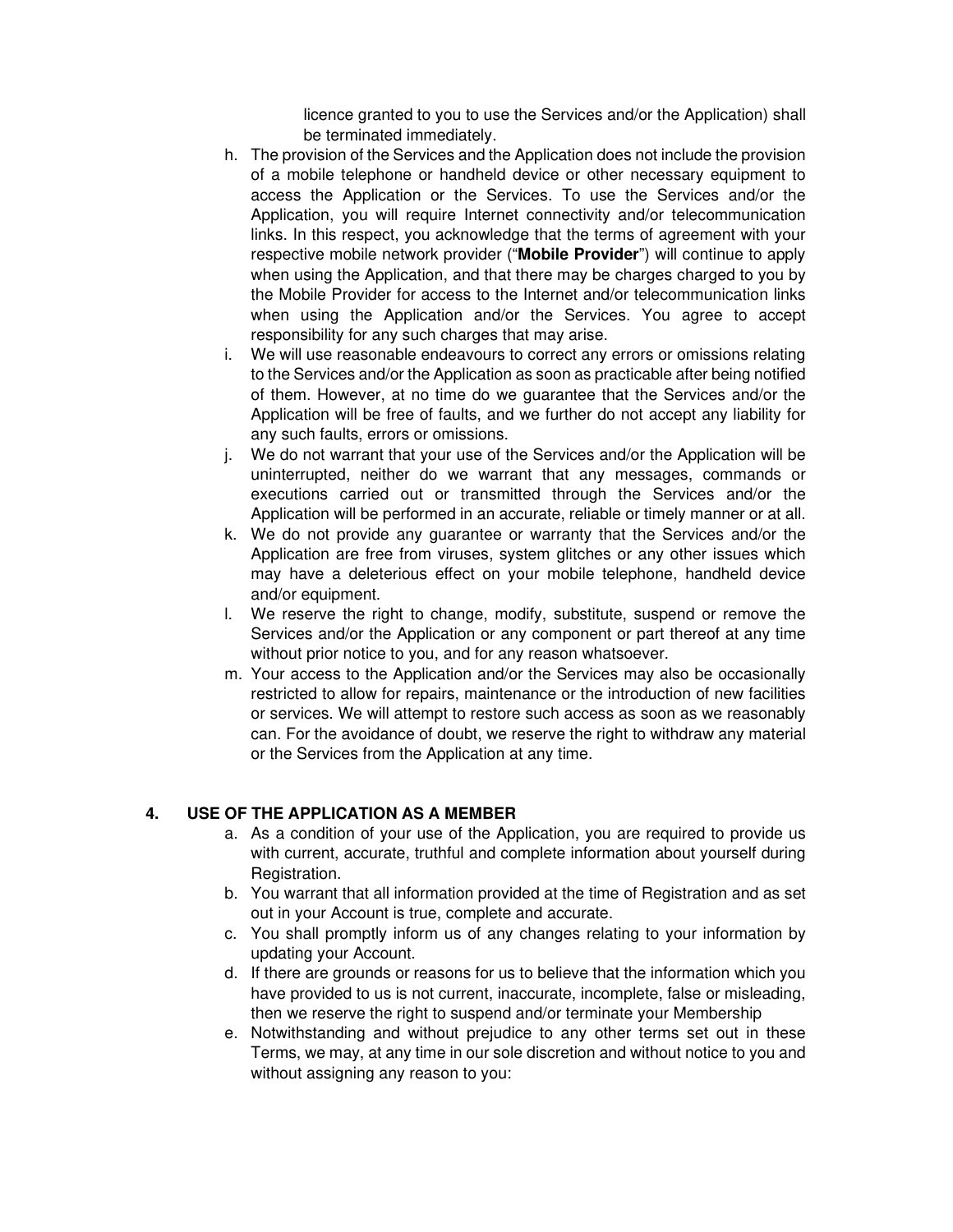licence granted to you to use the Services and/or the Application) shall be terminated immediately.

h. The provision of the Services and the Application does not include the provision of a mobile telephone or handheld device or other necessary equipment to access the Application or the Services. To use the Services and/or the Application, you will require Internet connectivity and/or telecommunication links. In this respect, you acknowledge that the terms of agreement with your respective mobile network provider ("**Mobile Provider**") will continue to apply when using the Application, and that there may be charges charged to you by the Mobile Provider for access to the Internet and/or telecommunication links when using the Application and/or the Services. You agree to accept responsibility for any such charges that may arise.
i. We will use reasonable endeavours to correct any errors or omissions relating to the Services and/or the Application as soon as practicable after being notified of them. However, at no time do we guarantee that the Services and/or the Application will be free of faults, and we further do not accept any liability for any such faults, errors or omissions.
j. We do not warrant that your use of the Services and/or the Application will be uninterrupted, neither do we warrant that any messages, commands or executions carried out or transmitted through the Services and/or the Application will be performed in an accurate, reliable or timely manner or at all.
k. We do not provide any guarantee or warranty that the Services and/or the Application are free from viruses, system glitches or any other issues which may have a deleterious effect on your mobile telephone, handheld device and/or equipment.
l. We reserve the right to change, modify, substitute, suspend or remove the Services and/or the Application or any component or part thereof at any time without prior notice to you, and for any reason whatsoever.
m. Your access to the Application and/or the Services may also be occasionally restricted to allow for repairs, maintenance or the introduction of new facilities or services. We will attempt to restore such access as soon as we reasonably can. For the avoidance of doubt, we reserve the right to withdraw any material or the Services from the Application at any time.

## 4. USE OF THE APPLICATION AS A MEMBER

a. As a condition of your use of the Application, you are required to provide us with current, accurate, truthful and complete information about yourself during Registration.
b. You warrant that all information provided at the time of Registration and as set out in your Account is true, complete and accurate.
c. You shall promptly inform us of any changes relating to your information by updating your Account.
d. If there are grounds or reasons for us to believe that the information which you have provided to us is not current, inaccurate, incomplete, false or misleading, then we reserve the right to suspend and/or terminate your Membership
e. Notwithstanding and without prejudice to any other terms set out in these Terms, we may, at any time in our sole discretion and without notice to you and without assigning any reason to you: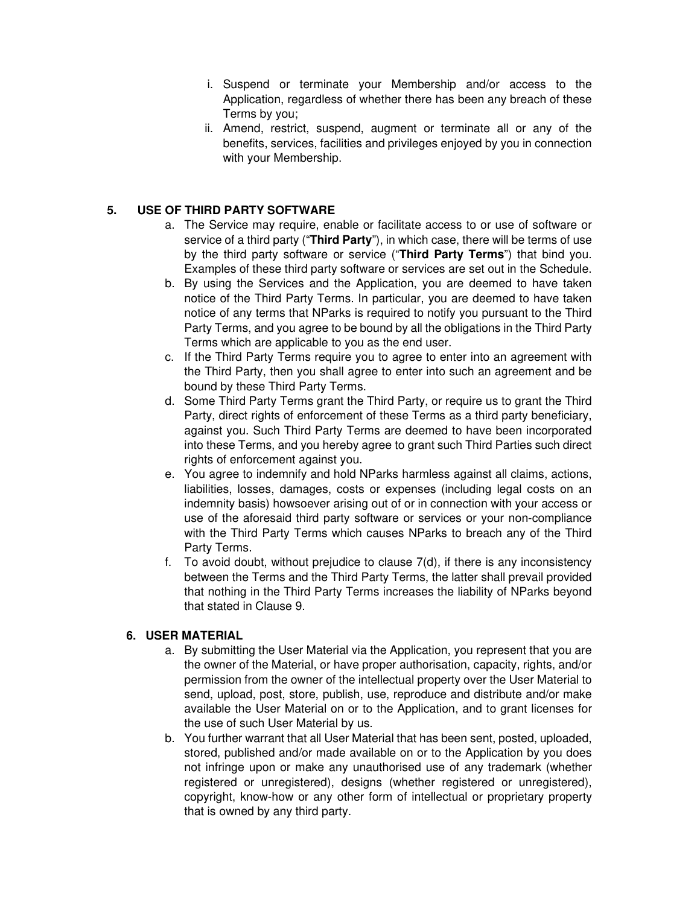i. Suspend or terminate your Membership and/or access to the Application, regardless of whether there has been any breach of these Terms by you;
ii. Amend, restrict, suspend, augment or terminate all or any of the benefits, services, facilities and privileges enjoyed by you in connection with your Membership.

## 5. USE OF THIRD PARTY SOFTWARE

a. The Service may require, enable or facilitate access to or use of software or service of a third party ("**Third Party**"), in which case, there will be terms of use by the third party software or service ("**Third Party Terms**") that bind you. Examples of these third party software or services are set out in the Schedule.
b. By using the Services and the Application, you are deemed to have taken notice of the Third Party Terms. In particular, you are deemed to have taken notice of any terms that NParks is required to notify you pursuant to the Third Party Terms, and you agree to be bound by all the obligations in the Third Party Terms which are applicable to you as the end user.
c. If the Third Party Terms require you to agree to enter into an agreement with the Third Party, then you shall agree to enter into such an agreement and be bound by these Third Party Terms.
d. Some Third Party Terms grant the Third Party, or require us to grant the Third Party, direct rights of enforcement of these Terms as a third party beneficiary, against you. Such Third Party Terms are deemed to have been incorporated into these Terms, and you hereby agree to grant such Third Parties such direct rights of enforcement against you.
e. You agree to indemnify and hold NParks harmless against all claims, actions, liabilities, losses, damages, costs or expenses (including legal costs on an indemnity basis) howsoever arising out of or in connection with your access or use of the aforesaid third party software or services or your non-compliance with the Third Party Terms which causes NParks to breach any of the Third Party Terms.
f. To avoid doubt, without prejudice to clause 7(d), if there is any inconsistency between the Terms and the Third Party Terms, the latter shall prevail provided that nothing in the Third Party Terms increases the liability of NParks beyond that stated in Clause 9.

## 6. USER MATERIAL

a. By submitting the User Material via the Application, you represent that you are the owner of the Material, or have proper authorisation, capacity, rights, and/or permission from the owner of the intellectual property over the User Material to send, upload, post, store, publish, use, reproduce and distribute and/or make available the User Material on or to the Application, and to grant licenses for the use of such User Material by us.
b. You further warrant that all User Material that has been sent, posted, uploaded, stored, published and/or made available on or to the Application by you does not infringe upon or make any unauthorised use of any trademark (whether registered or unregistered), designs (whether registered or unregistered), copyright, know-how or any other form of intellectual or proprietary property that is owned by any third party.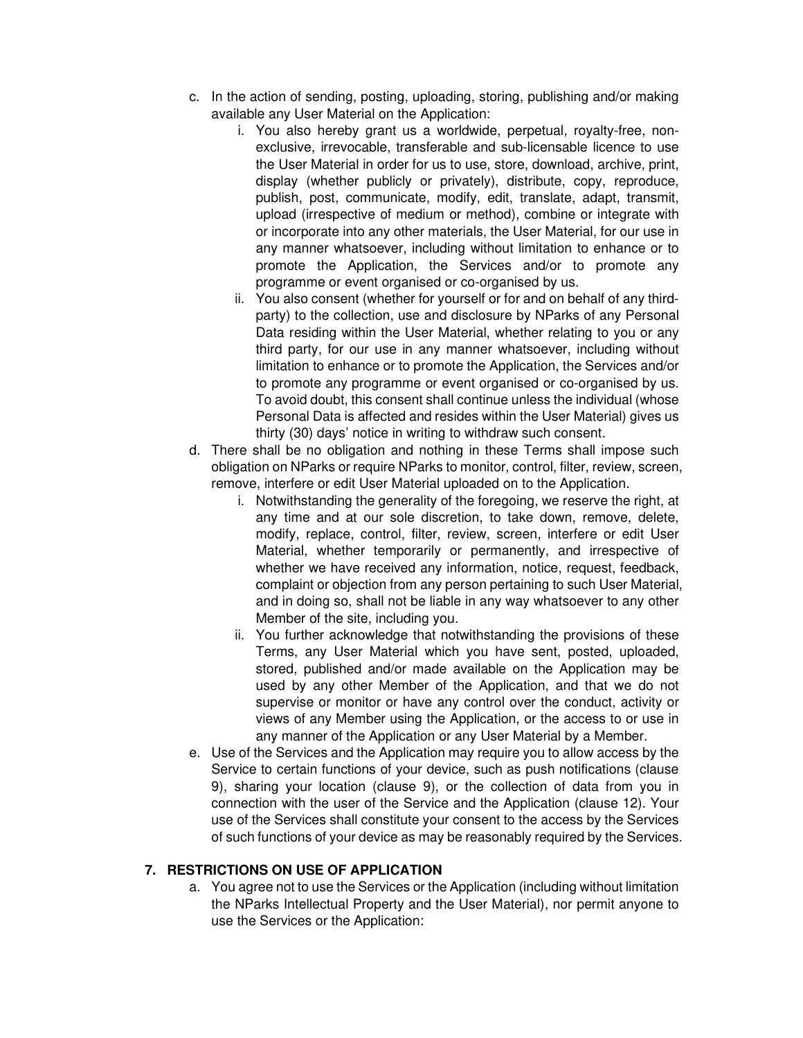c. In the action of sending, posting, uploading, storing, publishing and/or making available any User Material on the Application:
    i. You also hereby grant us a worldwide, perpetual, royalty-free, non-exclusive, irrevocable, transferable and sub-licensable licence to use the User Material in order for us to use, store, download, archive, print, display (whether publicly or privately), distribute, copy, reproduce, publish, post, communicate, modify, edit, translate, adapt, transmit, upload (irrespective of medium or method), combine or integrate with or incorporate into any other materials, the User Material, for our use in any manner whatsoever, including without limitation to enhance or to promote the Application, the Services and/or to promote any programme or event organised or co-organised by us.
    ii. You also consent (whether for yourself or for and on behalf of any third-party) to the collection, use and disclosure by NParks of any Personal Data residing within the User Material, whether relating to you or any third party, for our use in any manner whatsoever, including without limitation to enhance or to promote the Application, the Services and/or to promote any programme or event organised or co-organised by us. To avoid doubt, this consent shall continue unless the individual (whose Personal Data is affected and resides within the User Material) gives us thirty (30) days' notice in writing to withdraw such consent.

d. There shall be no obligation and nothing in these Terms shall impose such obligation on NParks or require NParks to monitor, control, filter, review, screen, remove, interfere or edit User Material uploaded on to the Application.
    i. Notwithstanding the generality of the foregoing, we reserve the right, at any time and at our sole discretion, to take down, remove, delete, modify, replace, control, filter, review, screen, interfere or edit User Material, whether temporarily or permanently, and irrespective of whether we have received any information, notice, request, feedback, complaint or objection from any person pertaining to such User Material, and in doing so, shall not be liable in any way whatsoever to any other Member of the site, including you.
    ii. You further acknowledge that notwithstanding the provisions of these Terms, any User Material which you have sent, posted, uploaded, stored, published and/or made available on the Application may be used by any other Member of the Application, and that we do not supervise or monitor or have any control over the conduct, activity or views of any Member using the Application, or the access to or use in any manner of the Application or any User Material by a Member.

e. Use of the Services and the Application may require you to allow access by the Service to certain functions of your device, such as push notifications (clause 9), sharing your location (clause 9), or the collection of data from you in connection with the user of the Service and the Application (clause 12). Your use of the Services shall constitute your consent to the access by the Services of such functions of your device as may be reasonably required by the Services.

## 7. RESTRICTIONS ON USE OF APPLICATION

a. You agree not to use the Services or the Application (including without limitation the NParks Intellectual Property and the User Material), nor permit anyone to use the Services or the Application: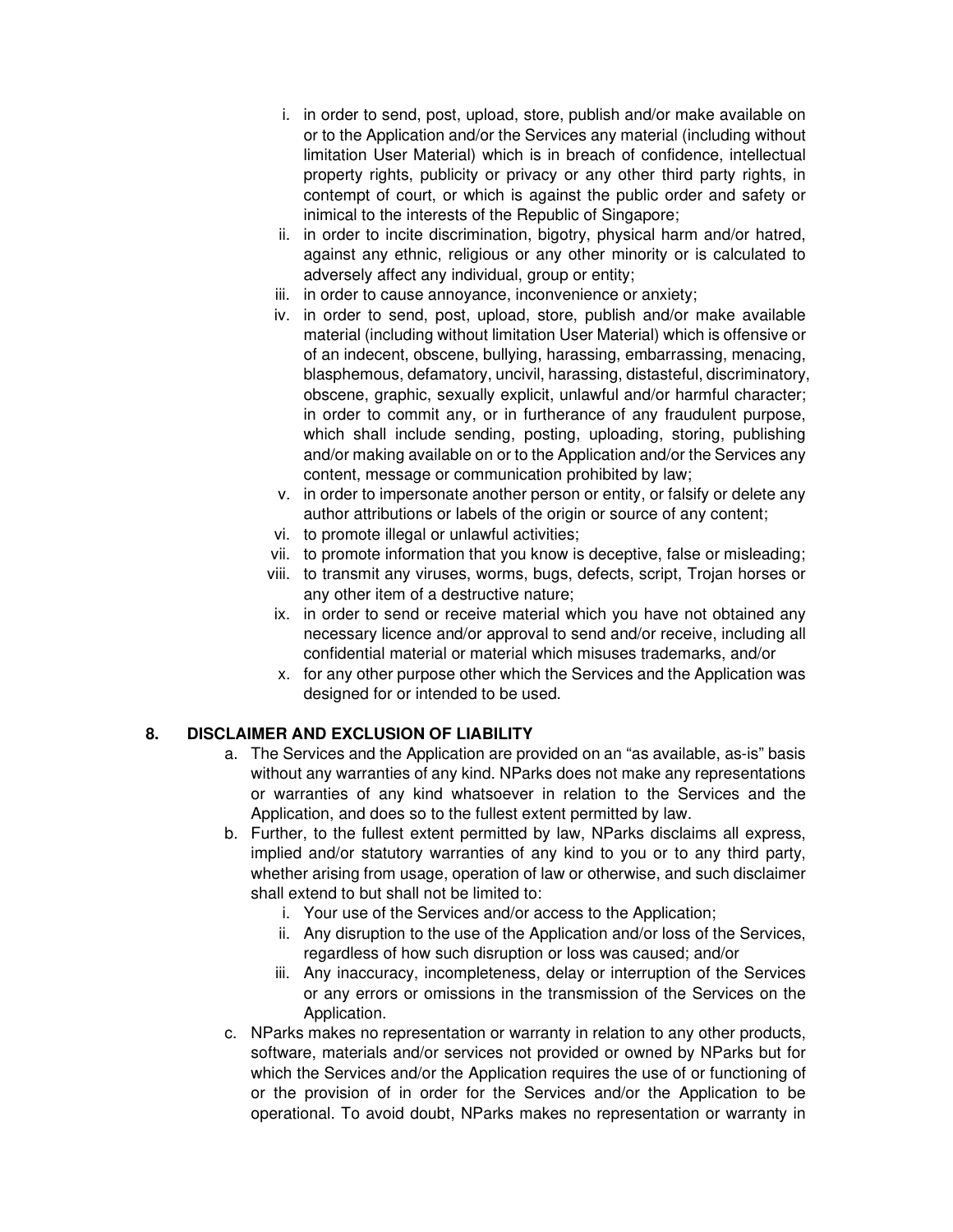i. in order to send, post, upload, store, publish and/or make available on or to the Application and/or the Services any material (including without limitation User Material) which is in breach of confidence, intellectual property rights, publicity or privacy or any other third party rights, in contempt of court, or which is against the public order and safety or inimical to the interests of the Republic of Singapore;
ii. in order to incite discrimination, bigotry, physical harm and/or hatred, against any ethnic, religious or any other minority or is calculated to adversely affect any individual, group or entity;
iii. in order to cause annoyance, inconvenience or anxiety;
iv. in order to send, post, upload, store, publish and/or make available material (including without limitation User Material) which is offensive or of an indecent, obscene, bullying, harassing, embarrassing, menacing, blasphemous, defamatory, uncivil, harassing, distasteful, discriminatory, obscene, graphic, sexually explicit, unlawful and/or harmful character; in order to commit any, or in furtherance of any fraudulent purpose, which shall include sending, posting, uploading, storing, publishing and/or making available on or to the Application and/or the Services any content, message or communication prohibited by law;
v. in order to impersonate another person or entity, or falsify or delete any author attributions or labels of the origin or source of any content;
vi. to promote illegal or unlawful activities;
vii. to promote information that you know is deceptive, false or misleading;
viii. to transmit any viruses, worms, bugs, defects, script, Trojan horses or any other item of a destructive nature;
ix. in order to send or receive material which you have not obtained any necessary licence and/or approval to send and/or receive, including all confidential material or material which misuses trademarks, and/or
x. for any other purpose other which the Services and the Application was designed for or intended to be used.

## 8. DISCLAIMER AND EXCLUSION OF LIABILITY

a. The Services and the Application are provided on an "as available, as-is" basis without any warranties of any kind. NParks does not make any representations or warranties of any kind whatsoever in relation to the Services and the Application, and does so to the fullest extent permitted by law.

b. Further, to the fullest extent permitted by law, NParks disclaims all express, implied and/or statutory warranties of any kind to you or to any third party, whether arising from usage, operation of law or otherwise, and such disclaimer shall extend to but shall not be limited to:
   i. Your use of the Services and/or access to the Application;
   ii. Any disruption to the use of the Application and/or loss of the Services, regardless of how such disruption or loss was caused; and/or
   iii. Any inaccuracy, incompleteness, delay or interruption of the Services or any errors or omissions in the transmission of the Services on the Application.

c. NParks makes no representation or warranty in relation to any other products, software, materials and/or services not provided or owned by NParks but for which the Services and/or the Application requires the use of or functioning of or the provision of in order for the Services and/or the Application to be operational. To avoid doubt, NParks makes no representation or warranty in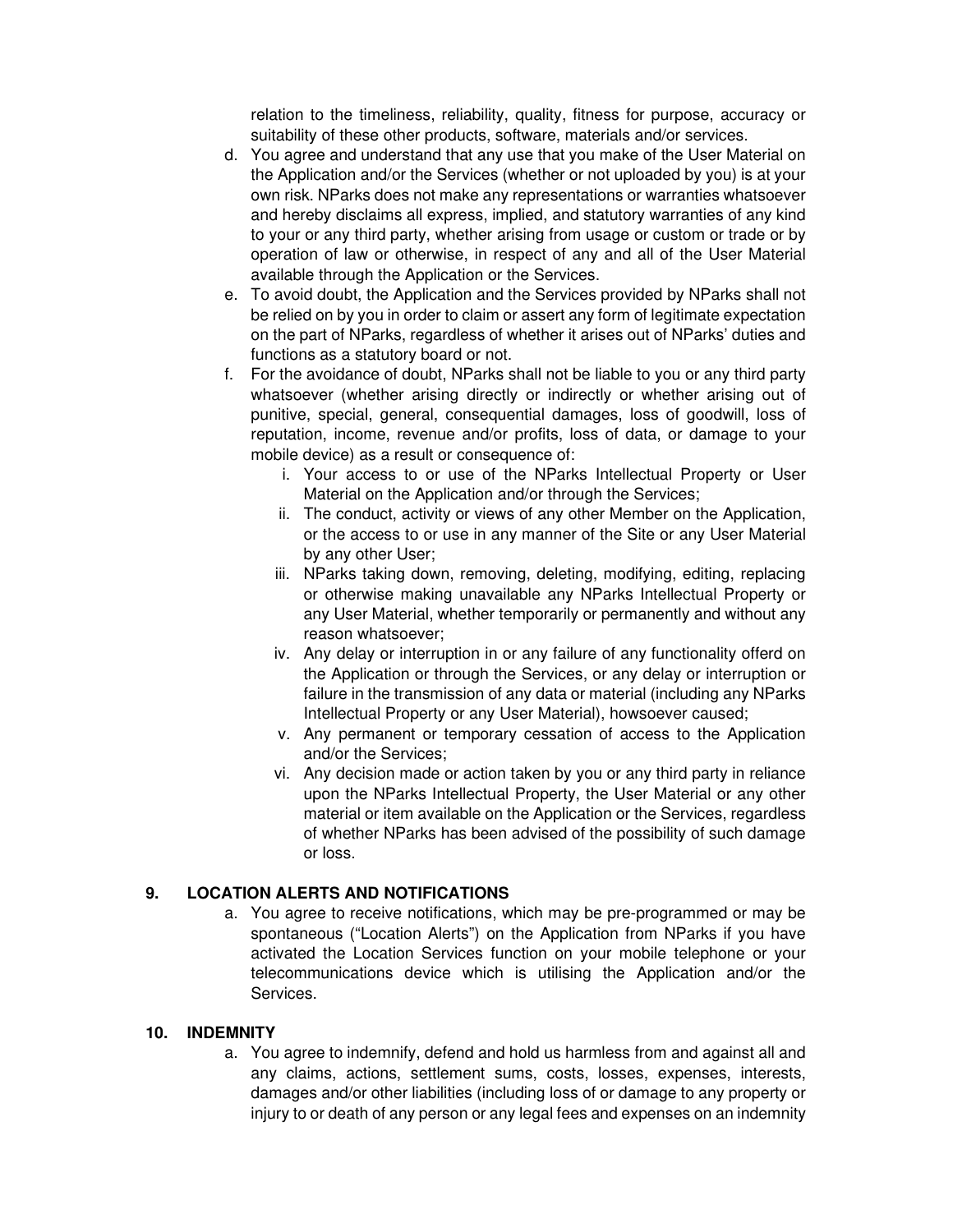relation to the timeliness, reliability, quality, fitness for purpose, accuracy or suitability of these other products, software, materials and/or services.

d. You agree and understand that any use that you make of the User Material on the Application and/or the Services (whether or not uploaded by you) is at your own risk. NParks does not make any representations or warranties whatsoever and hereby disclaims all express, implied, and statutory warranties of any kind to your or any third party, whether arising from usage or custom or trade or by operation of law or otherwise, in respect of any and all of the User Material available through the Application or the Services.

e. To avoid doubt, the Application and the Services provided by NParks shall not be relied on by you in order to claim or assert any form of legitimate expectation on the part of NParks, regardless of whether it arises out of NParks' duties and functions as a statutory board or not.

f. For the avoidance of doubt, NParks shall not be liable to you or any third party whatsoever (whether arising directly or indirectly or whether arising out of punitive, special, general, consequential damages, loss of goodwill, loss of reputation, income, revenue and/or profits, loss of data, or damage to your mobile device) as a result or consequence of:

    i. Your access to or use of the NParks Intellectual Property or User Material on the Application and/or through the Services;

    ii. The conduct, activity or views of any other Member on the Application, or the access to or use in any manner of the Site or any User Material by any other User;

    iii. NParks taking down, removing, deleting, modifying, editing, replacing or otherwise making unavailable any NParks Intellectual Property or any User Material, whether temporarily or permanently and without any reason whatsoever;

    iv. Any delay or interruption in or any failure of any functionality offerd on the Application or through the Services, or any delay or interruption or failure in the transmission of any data or material (including any NParks Intellectual Property or any User Material), howsoever caused;

    v. Any permanent or temporary cessation of access to the Application and/or the Services;

    vi. Any decision made or action taken by you or any third party in reliance upon the NParks Intellectual Property, the User Material or any other material or item available on the Application or the Services, regardless of whether NParks has been advised of the possibility of such damage or loss.

## 9. LOCATION ALERTS AND NOTIFICATIONS

a. You agree to receive notifications, which may be pre-programmed or may be spontaneous ("Location Alerts") on the Application from NParks if you have activated the Location Services function on your mobile telephone or your telecommunications device which is utilising the Application and/or the Services.

## 10. INDEMNITY

a. You agree to indemnify, defend and hold us harmless from and against all and any claims, actions, settlement sums, costs, losses, expenses, interests, damages and/or other liabilities (including loss of or damage to any property or injury to or death of any person or any legal fees and expenses on an indemnity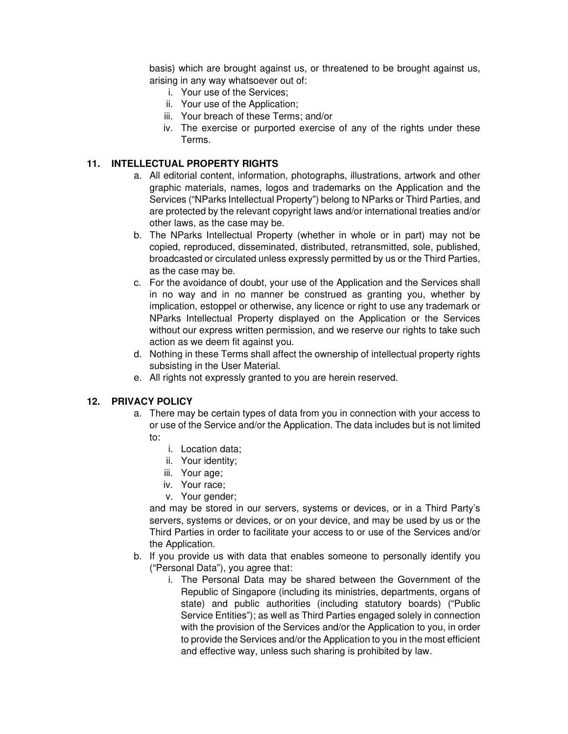basis) which are brought against us, or threatened to be brought against us, arising in any way whatsoever out of:

i. Your use of the Services;
ii. Your use of the Application;
iii. Your breach of these Terms; and/or
iv. The exercise or purported exercise of any of the rights under these Terms.

## 11. INTELLECTUAL PROPERTY RIGHTS

a. All editorial content, information, photographs, illustrations, artwork and other graphic materials, names, logos and trademarks on the Application and the Services ("NParks Intellectual Property") belong to NParks or Third Parties, and are protected by the relevant copyright laws and/or international treaties and/or other laws, as the case may be.

b. The NParks Intellectual Property (whether in whole or in part) may not be copied, reproduced, disseminated, distributed, retransmitted, sole, published, broadcasted or circulated unless expressly permitted by us or the Third Parties, as the case may be.

c. For the avoidance of doubt, your use of the Application and the Services shall in no way and in no manner be construed as granting you, whether by implication, estoppel or otherwise, any licence or right to use any trademark or NParks Intellectual Property displayed on the Application or the Services without our express written permission, and we reserve our rights to take such action as we deem fit against you.

d. Nothing in these Terms shall affect the ownership of intellectual property rights subsisting in the User Material.

e. All rights not expressly granted to you are herein reserved.

## 12. PRIVACY POLICY

a. There may be certain types of data from you in connection with your access to or use of the Service and/or the Application. The data includes but is not limited to:

i. Location data;
ii. Your identity;
iii. Your age;
iv. Your race;
v. Your gender;

and may be stored in our servers, systems or devices, or in a Third Party's servers, systems or devices, or on your device, and may be used by us or the Third Parties in order to facilitate your access to or use of the Services and/or the Application.

b. If you provide us with data that enables someone to personally identify you ("Personal Data"), you agree that:

i. The Personal Data may be shared between the Government of the Republic of Singapore (including its ministries, departments, organs of state) and public authorities (including statutory boards) ("Public Service Entities"); as well as Third Parties engaged solely in connection with the provision of the Services and/or the Application to you, in order to provide the Services and/or the Application to you in the most efficient and effective way, unless such sharing is prohibited by law.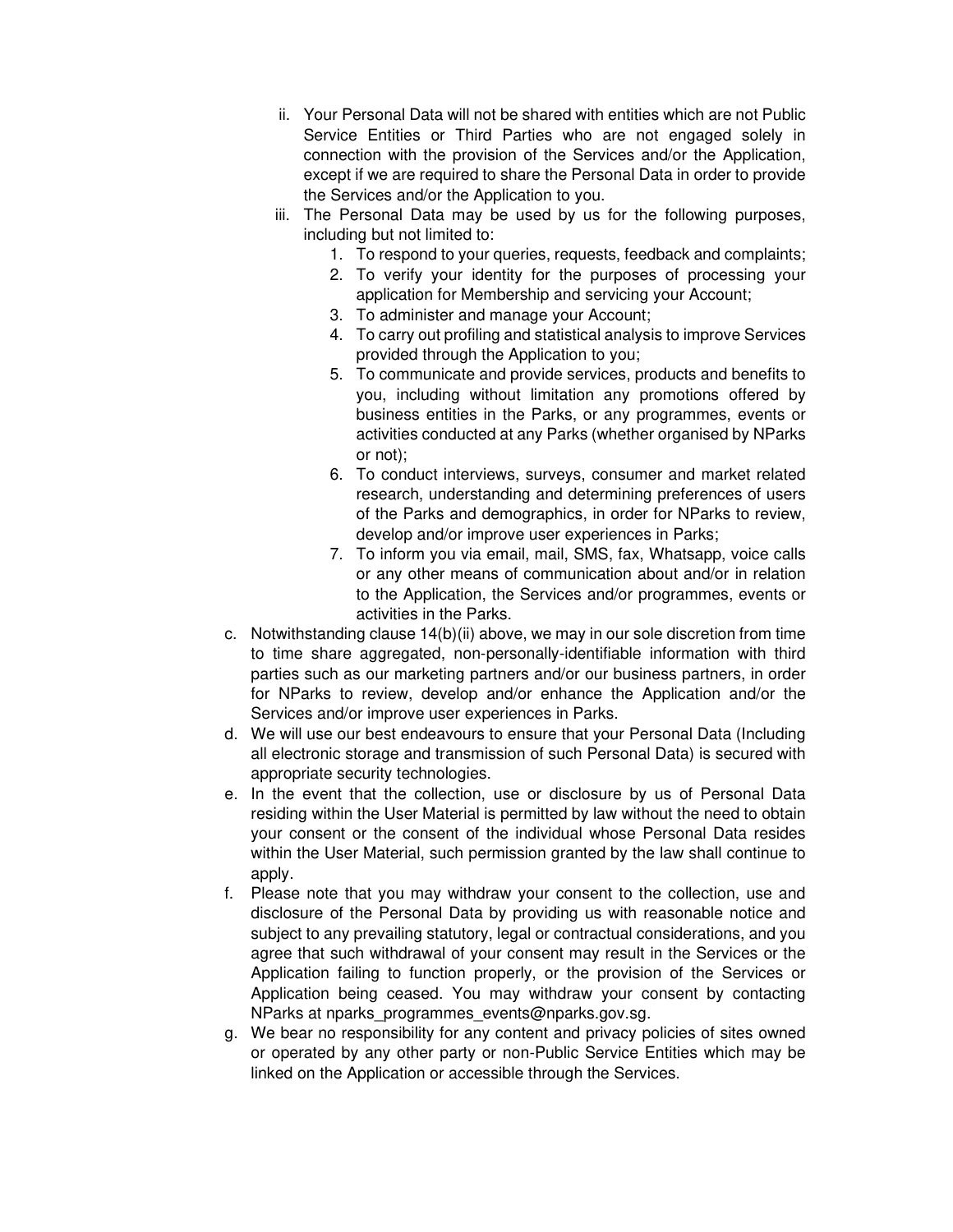ii. Your Personal Data will not be shared with entities which are not Public Service Entities or Third Parties who are not engaged solely in connection with the provision of the Services and/or the Application, except if we are required to share the Personal Data in order to provide the Services and/or the Application to you.

   iii. The Personal Data may be used by us for the following purposes, including but not limited to:

      1. To respond to your queries, requests, feedback and complaints;
      2. To verify your identity for the purposes of processing your application for Membership and servicing your Account;
      3. To administer and manage your Account;
      4. To carry out profiling and statistical analysis to improve Services provided through the Application to you;
      5. To communicate and provide services, products and benefits to you, including without limitation any promotions offered by business entities in the Parks, or any programmes, events or activities conducted at any Parks (whether organised by NParks or not);
      6. To conduct interviews, surveys, consumer and market related research, understanding and determining preferences of users of the Parks and demographics, in order for NParks to review, develop and/or improve user experiences in Parks;
      7. To inform you via email, mail, SMS, fax, Whatsapp, voice calls or any other means of communication about and/or in relation to the Application, the Services and/or programmes, events or activities in the Parks.

c. Notwithstanding clause 14(b)(ii) above, we may in our sole discretion from time to time share aggregated, non-personally-identifiable information with third parties such as our marketing partners and/or our business partners, in order for NParks to review, develop and/or enhance the Application and/or the Services and/or improve user experiences in Parks.

d. We will use our best endeavours to ensure that your Personal Data (Including all electronic storage and transmission of such Personal Data) is secured with appropriate security technologies.

e. In the event that the collection, use or disclosure by us of Personal Data residing within the User Material is permitted by law without the need to obtain your consent or the consent of the individual whose Personal Data resides within the User Material, such permission granted by the law shall continue to apply.

f. Please note that you may withdraw your consent to the collection, use and disclosure of the Personal Data by providing us with reasonable notice and subject to any prevailing statutory, legal or contractual considerations, and you agree that such withdrawal of your consent may result in the Services or the Application failing to function properly, or the provision of the Services or Application being ceased. You may withdraw your consent by contacting NParks at nparks_programmes_events@nparks.gov.sg.

g. We bear no responsibility for any content and privacy policies of sites owned or operated by any other party or non-Public Service Entities which may be linked on the Application or accessible through the Services.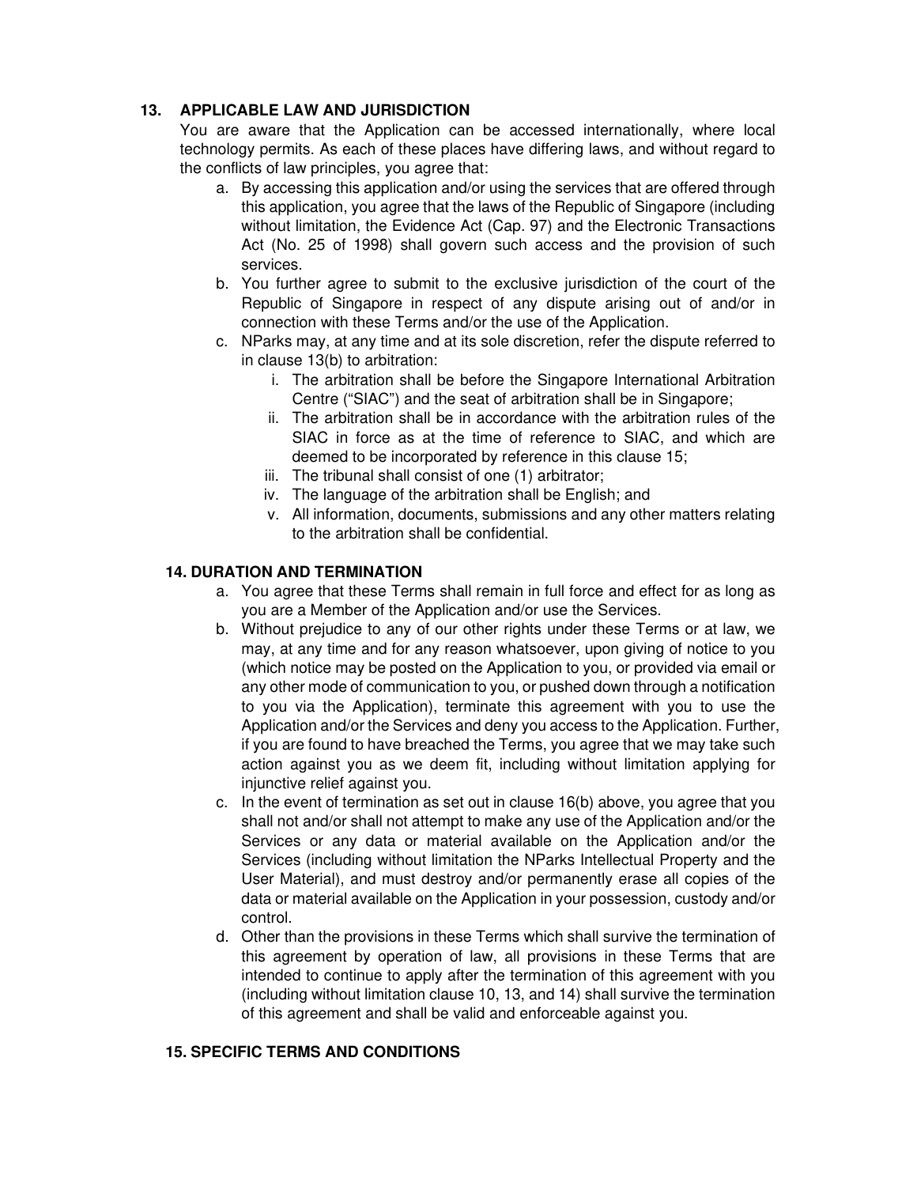## 13. APPLICABLE LAW AND JURISDICTION

You are aware that the Application can be accessed internationally, where local technology permits. As each of these places have differing laws, and without regard to the conflicts of law principles, you agree that:

a. By accessing this application and/or using the services that are offered through this application, you agree that the laws of the Republic of Singapore (including without limitation, the Evidence Act (Cap. 97) and the Electronic Transactions Act (No. 25 of 1998) shall govern such access and the provision of such services.

b. You further agree to submit to the exclusive jurisdiction of the court of the Republic of Singapore in respect of any dispute arising out of and/or in connection with these Terms and/or the use of the Application.

c. NParks may, at any time and at its sole discretion, refer the dispute referred to in clause 13(b) to arbitration:

   i. The arbitration shall be before the Singapore International Arbitration Centre ("SIAC") and the seat of arbitration shall be in Singapore;

   ii. The arbitration shall be in accordance with the arbitration rules of the SIAC in force as at the time of reference to SIAC, and which are deemed to be incorporated by reference in this clause 15;

   iii. The tribunal shall consist of one (1) arbitrator;

   iv. The language of the arbitration shall be English; and

   v. All information, documents, submissions and any other matters relating to the arbitration shall be confidential.

## 14. DURATION AND TERMINATION

a. You agree that these Terms shall remain in full force and effect for as long as you are a Member of the Application and/or use the Services.

b. Without prejudice to any of our other rights under these Terms or at law, we may, at any time and for any reason whatsoever, upon giving of notice to you (which notice may be posted on the Application to you, or provided via email or any other mode of communication to you, or pushed down through a notification to you via the Application), terminate this agreement with you to use the Application and/or the Services and deny you access to the Application. Further, if you are found to have breached the Terms, you agree that we may take such action against you as we deem fit, including without limitation applying for injunctive relief against you.

c. In the event of termination as set out in clause 16(b) above, you agree that you shall not and/or shall not attempt to make any use of the Application and/or the Services or any data or material available on the Application and/or the Services (including without limitation the NParks Intellectual Property and the User Material), and must destroy and/or permanently erase all copies of the data or material available on the Application in your possession, custody and/or control.

d. Other than the provisions in these Terms which shall survive the termination of this agreement by operation of law, all provisions in these Terms that are intended to continue to apply after the termination of this agreement with you (including without limitation clause 10, 13, and 14) shall survive the termination of this agreement and shall be valid and enforceable against you.

## 15. SPECIFIC TERMS AND CONDITIONS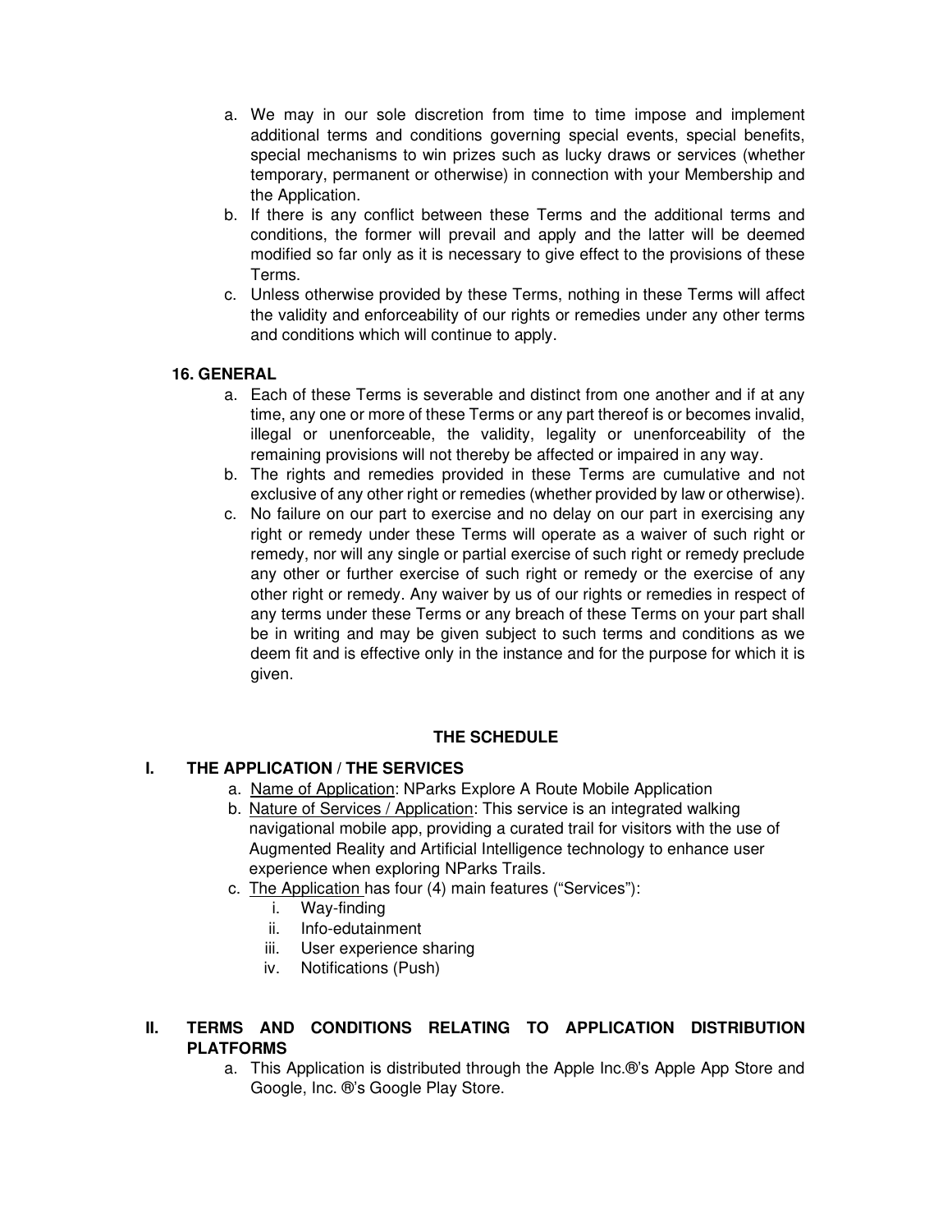a. We may in our sole discretion from time to time impose and implement additional terms and conditions governing special events, special benefits, special mechanisms to win prizes such as lucky draws or services (whether temporary, permanent or otherwise) in connection with your Membership and the Application.
b. If there is any conflict between these Terms and the additional terms and conditions, the former will prevail and apply and the latter will be deemed modified so far only as it is necessary to give effect to the provisions of these Terms.
c. Unless otherwise provided by these Terms, nothing in these Terms will affect the validity and enforceability of our rights or remedies under any other terms and conditions which will continue to apply.

**16. GENERAL**

a. Each of these Terms is severable and distinct from one another and if at any time, any one or more of these Terms or any part thereof is or becomes invalid, illegal or unenforceable, the validity, legality or unenforceability of the remaining provisions will not thereby be affected or impaired in any way.
b. The rights and remedies provided in these Terms are cumulative and not exclusive of any other right or remedies (whether provided by law or otherwise).
c. No failure on our part to exercise and no delay on our part in exercising any right or remedy under these Terms will operate as a waiver of such right or remedy, nor will any single or partial exercise of such right or remedy preclude any other or further exercise of such right or remedy or the exercise of any other right or remedy. Any waiver by us of our rights or remedies in respect of any terms under these Terms or any breach of these Terms on your part shall be in writing and may be given subject to such terms and conditions as we deem fit and is effective only in the instance and for the purpose for which it is given.

**THE SCHEDULE**

**I. THE APPLICATION / THE SERVICES**

a. Name of Application: NParks Explore A Route Mobile Application
b. Nature of Services / Application: This service is an integrated walking navigational mobile app, providing a curated trail for visitors with the use of Augmented Reality and Artificial Intelligence technology to enhance user experience when exploring NParks Trails.
c. The Application has four (4) main features ("Services"):
    i. Way-finding
    ii. Info-edutainment
    iii. User experience sharing
    iv. Notifications (Push)

**II. TERMS AND CONDITIONS RELATING TO APPLICATION DISTRIBUTION PLATFORMS**

a. This Application is distributed through the Apple Inc.®'s Apple App Store and Google, Inc. ®'s Google Play Store.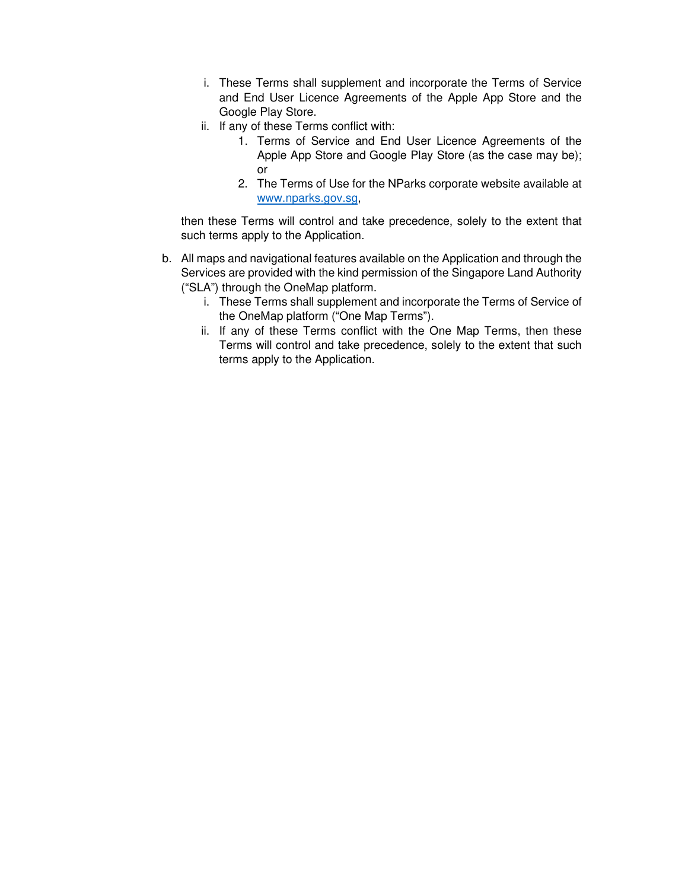i. These Terms shall supplement and incorporate the Terms of Service and End User Licence Agreements of the Apple App Store and the Google Play Store.
   ii. If any of these Terms conflict with:
      1. Terms of Service and End User Licence Agreements of the Apple App Store and Google Play Store (as the case may be); or
      2. The Terms of Use for the NParks corporate website available at [www.nparks.gov.sg](http://www.nparks.gov.sg),

   then these Terms will control and take precedence, solely to the extent that such terms apply to the Application.

b. All maps and navigational features available on the Application and through the Services are provided with the kind permission of the Singapore Land Authority ("SLA") through the OneMap platform.
   i. These Terms shall supplement and incorporate the Terms of Service of the OneMap platform ("One Map Terms").
   ii. If any of these Terms conflict with the One Map Terms, then these Terms will control and take precedence, solely to the extent that such terms apply to the Application.